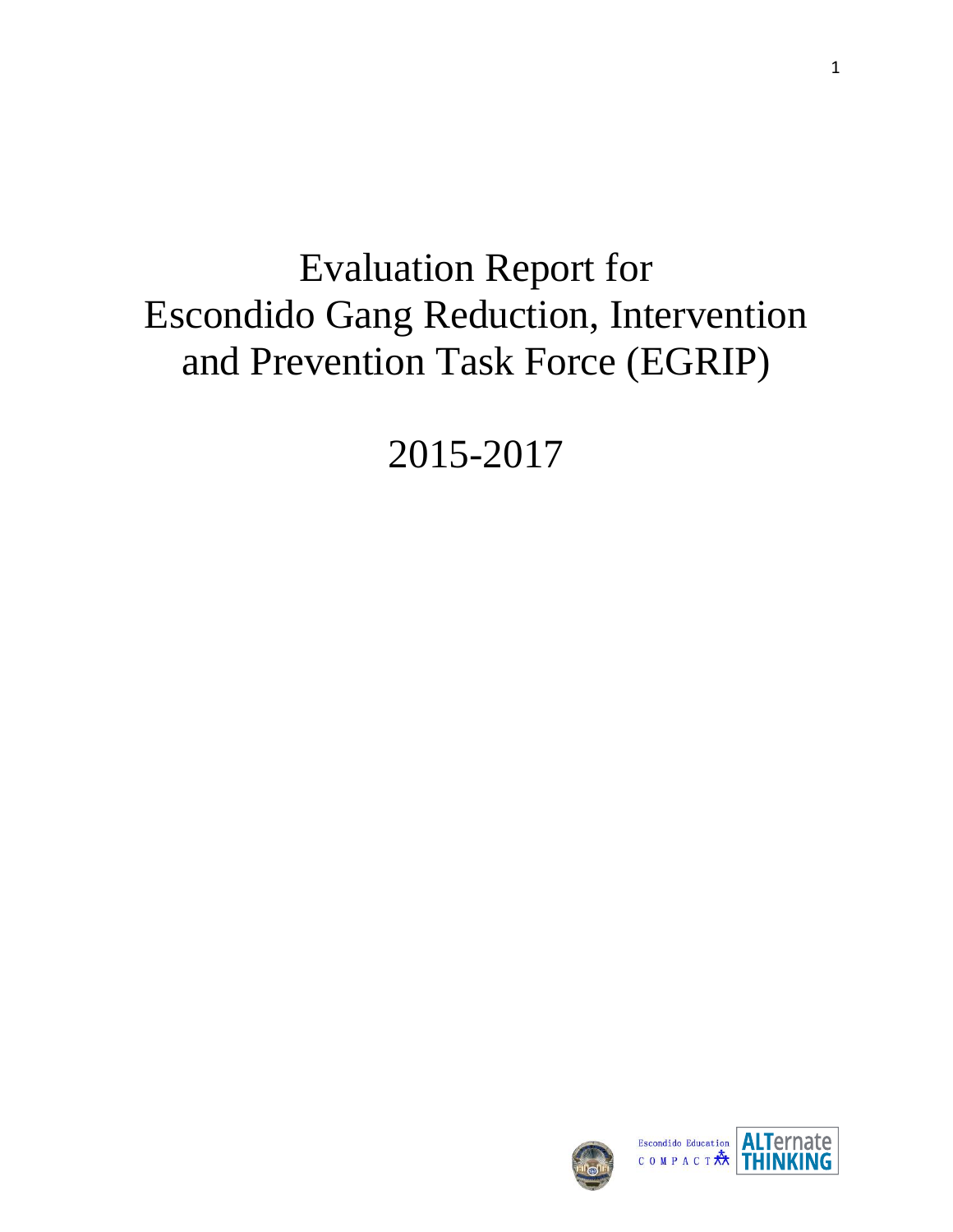# Evaluation Report for Escondido Gang Reduction, Intervention and Prevention Task Force (EGRIP)

## 2015-2017

Escondido Education COMPACT

ALTernate THINKING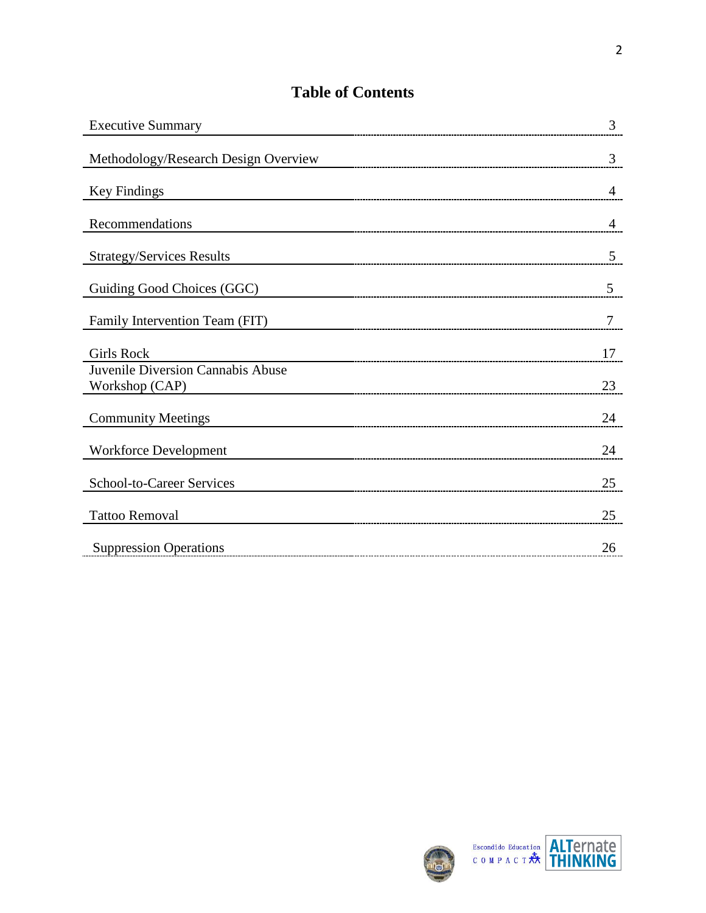# Table of Contents

| Section | Page |
|---|---|
| Executive Summary | 3 |
| Methodology/Research Design Overview | 3 |
| Key Findings | 4 |
| Recommendations | 4 |
| Strategy/Services Results | 5 |
| Guiding Good Choices (GGC) | 5 |
| Family Intervention Team (FIT) | 7 |
| Girls Rock | 17 |
| Juvenile Diversion Cannabis Abuse Workshop (CAP) | 23 |
| Community Meetings | 24 |
| Workforce Development | 24 |
| School-to-Career Services | 25 |
| Tattoo Removal | 25 |
| Suppression Operations | 26 |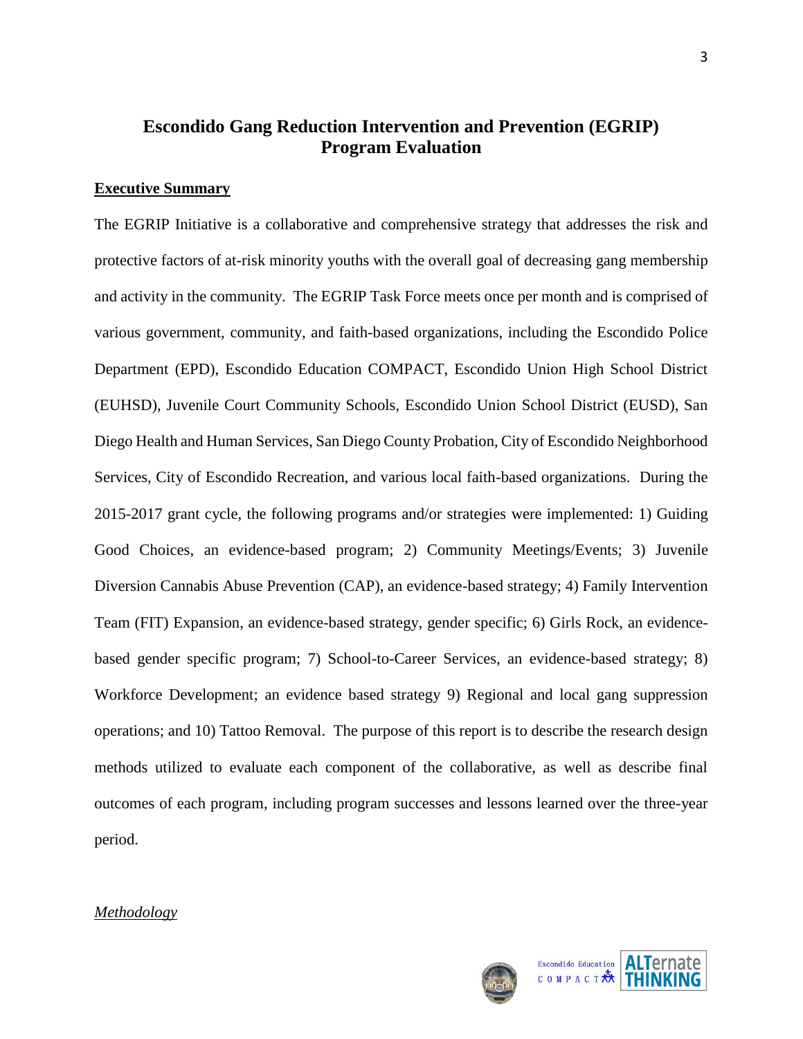# Escondido Gang Reduction Intervention and Prevention (EGRIP) Program Evaluation

## Executive Summary

The EGRIP Initiative is a collaborative and comprehensive strategy that addresses the risk and protective factors of at-risk minority youths with the overall goal of decreasing gang membership and activity in the community. The EGRIP Task Force meets once per month and is comprised of various government, community, and faith-based organizations, including the Escondido Police Department (EPD), Escondido Education COMPACT, Escondido Union High School District (EUHSD), Juvenile Court Community Schools, Escondido Union School District (EUSD), San Diego Health and Human Services, San Diego County Probation, City of Escondido Neighborhood Services, City of Escondido Recreation, and various local faith-based organizations. During the 2015-2017 grant cycle, the following programs and/or strategies were implemented: 1) Guiding Good Choices, an evidence-based program; 2) Community Meetings/Events; 3) Juvenile Diversion Cannabis Abuse Prevention (CAP), an evidence-based strategy; 4) Family Intervention Team (FIT) Expansion, an evidence-based strategy, gender specific; 6) Girls Rock, an evidence-based gender specific program; 7) School-to-Career Services, an evidence-based strategy; 8) Workforce Development; an evidence based strategy 9) Regional and local gang suppression operations; and 10) Tattoo Removal. The purpose of this report is to describe the research design methods utilized to evaluate each component of the collaborative, as well as describe final outcomes of each program, including program successes and lessons learned over the three-year period.

### *Methodology*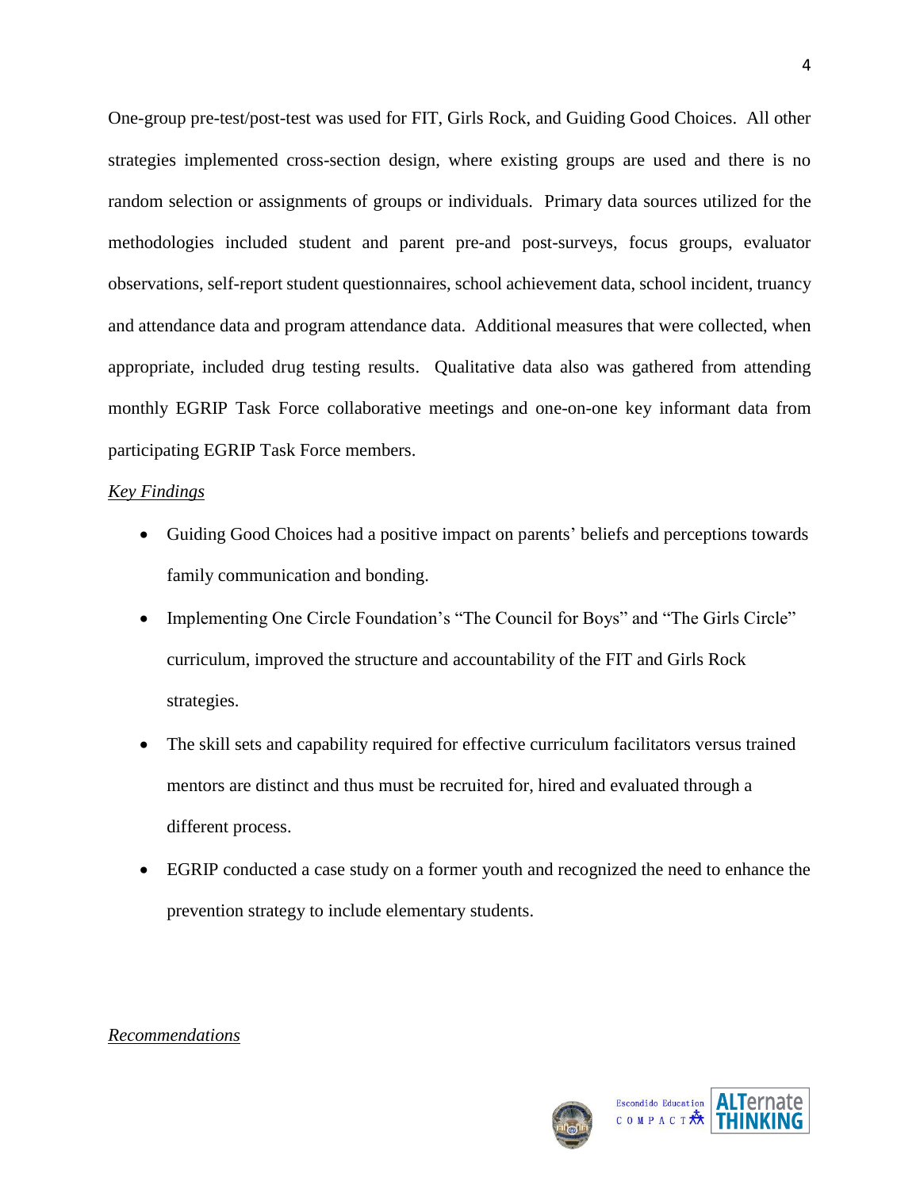One-group pre-test/post-test was used for FIT, Girls Rock, and Guiding Good Choices. All other strategies implemented cross-section design, where existing groups are used and there is no random selection or assignments of groups or individuals. Primary data sources utilized for the methodologies included student and parent pre-and post-surveys, focus groups, evaluator observations, self-report student questionnaires, school achievement data, school incident, truancy and attendance data and program attendance data. Additional measures that were collected, when appropriate, included drug testing results. Qualitative data also was gathered from attending monthly EGRIP Task Force collaborative meetings and one-on-one key informant data from participating EGRIP Task Force members.

*Key Findings*

- Guiding Good Choices had a positive impact on parents' beliefs and perceptions towards family communication and bonding.
- Implementing One Circle Foundation's "The Council for Boys" and "The Girls Circle" curriculum, improved the structure and accountability of the FIT and Girls Rock strategies.
- The skill sets and capability required for effective curriculum facilitators versus trained mentors are distinct and thus must be recruited for, hired and evaluated through a different process.
- EGRIP conducted a case study on a former youth and recognized the need to enhance the prevention strategy to include elementary students.

*Recommendations*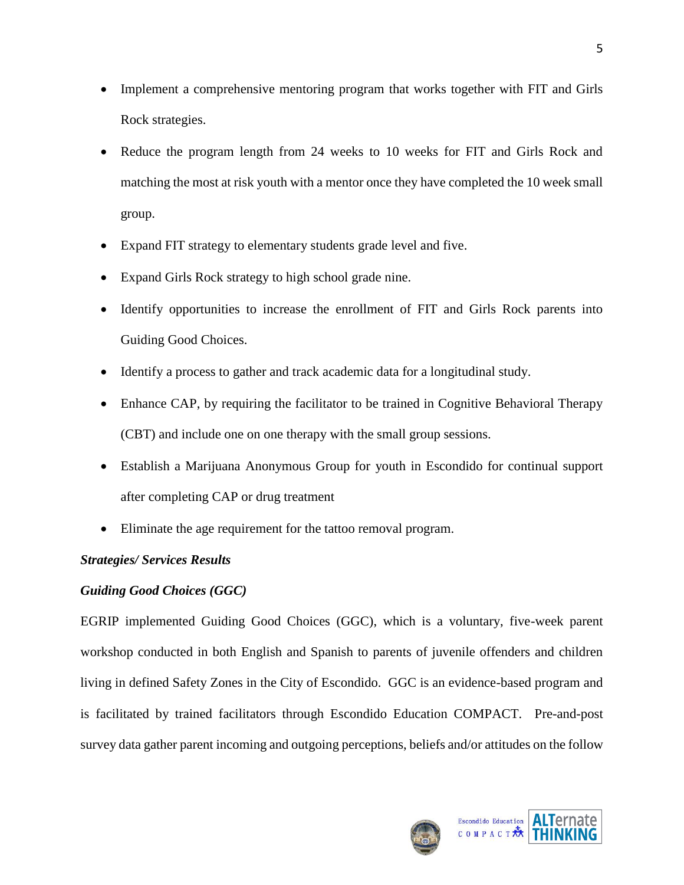- Implement a comprehensive mentoring program that works together with FIT and Girls Rock strategies.
- Reduce the program length from 24 weeks to 10 weeks for FIT and Girls Rock and matching the most at risk youth with a mentor once they have completed the 10 week small group.
- Expand FIT strategy to elementary students grade level and five.
- Expand Girls Rock strategy to high school grade nine.
- Identify opportunities to increase the enrollment of FIT and Girls Rock parents into Guiding Good Choices.
- Identify a process to gather and track academic data for a longitudinal study.
- Enhance CAP, by requiring the facilitator to be trained in Cognitive Behavioral Therapy (CBT) and include one on one therapy with the small group sessions.
- Establish a Marijuana Anonymous Group for youth in Escondido for continual support after completing CAP or drug treatment
- Eliminate the age requirement for the tattoo removal program.

***Strategies/ Services Results***

***Guiding Good Choices (GGC)***

EGRIP implemented Guiding Good Choices (GGC), which is a voluntary, five-week parent workshop conducted in both English and Spanish to parents of juvenile offenders and children living in defined Safety Zones in the City of Escondido. GGC is an evidence-based program and is facilitated by trained facilitators through Escondido Education COMPACT. Pre-and-post survey data gather parent incoming and outgoing perceptions, beliefs and/or attitudes on the follow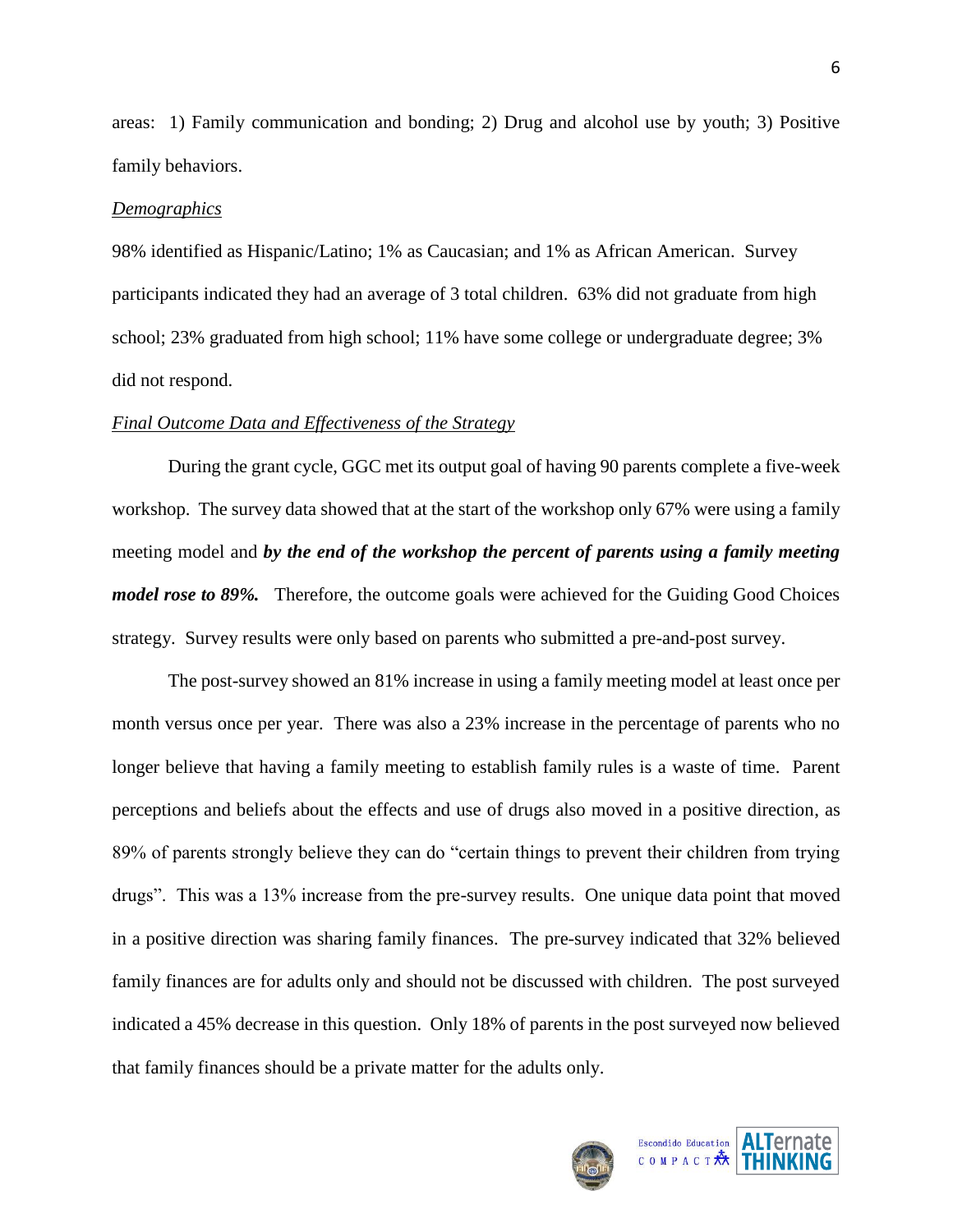areas: 1) Family communication and bonding; 2) Drug and alcohol use by youth; 3) Positive family behaviors.

*Demographics*

98% identified as Hispanic/Latino; 1% as Caucasian; and 1% as African American. Survey participants indicated they had an average of 3 total children. 63% did not graduate from high school; 23% graduated from high school; 11% have some college or undergraduate degree; 3% did not respond.

*Final Outcome Data and Effectiveness of the Strategy*

During the grant cycle, GGC met its output goal of having 90 parents complete a five-week workshop. The survey data showed that at the start of the workshop only 67% were using a family meeting model and ***by the end of the workshop the percent of parents using a family meeting model rose to 89%.*** Therefore, the outcome goals were achieved for the Guiding Good Choices strategy. Survey results were only based on parents who submitted a pre-and-post survey.

The post-survey showed an 81% increase in using a family meeting model at least once per month versus once per year. There was also a 23% increase in the percentage of parents who no longer believe that having a family meeting to establish family rules is a waste of time. Parent perceptions and beliefs about the effects and use of drugs also moved in a positive direction, as 89% of parents strongly believe they can do "certain things to prevent their children from trying drugs". This was a 13% increase from the pre-survey results. One unique data point that moved in a positive direction was sharing family finances. The pre-survey indicated that 32% believed family finances are for adults only and should not be discussed with children. The post surveyed indicated a 45% decrease in this question. Only 18% of parents in the post surveyed now believed that family finances should be a private matter for the adults only.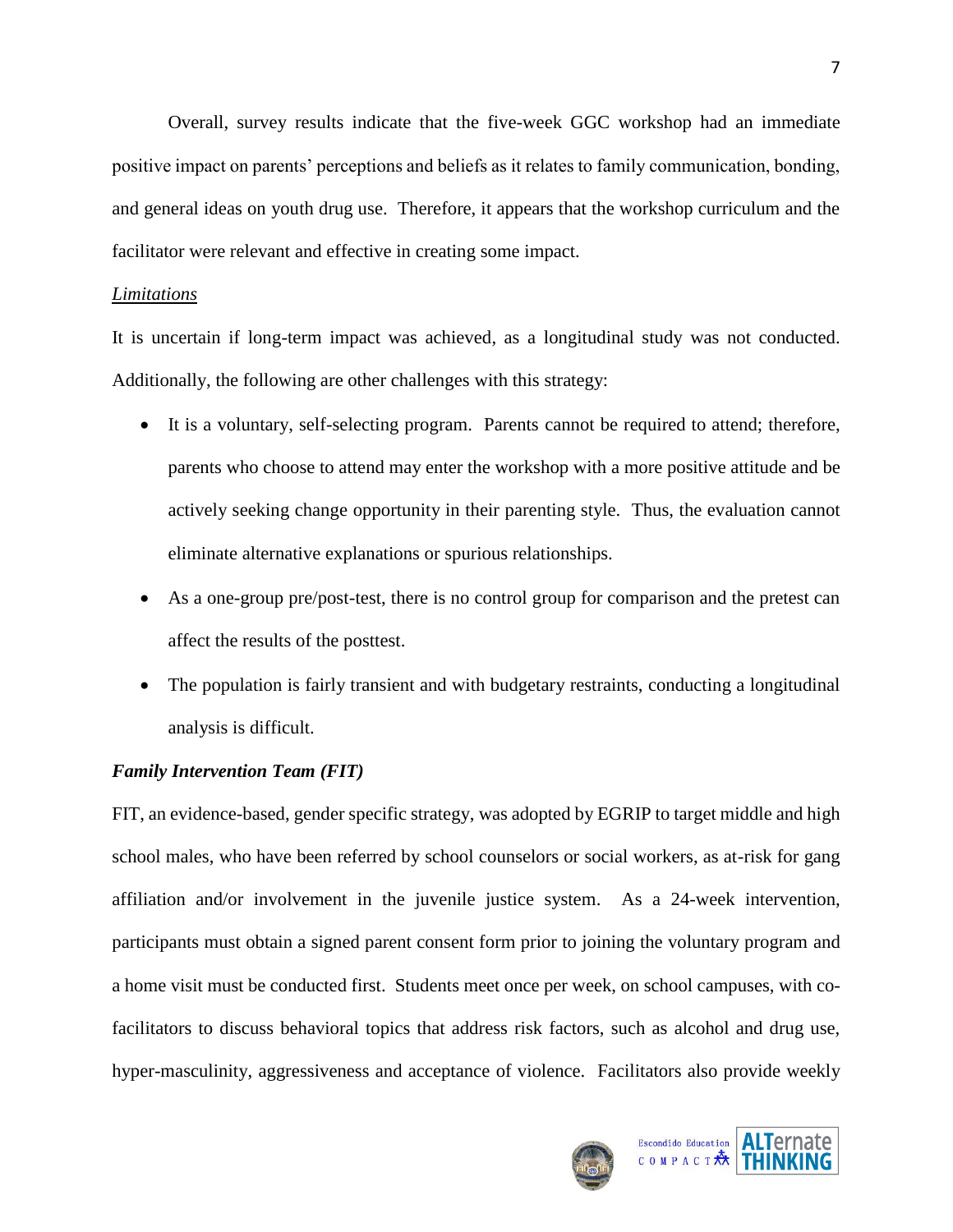Overall, survey results indicate that the five-week GGC workshop had an immediate positive impact on parents' perceptions and beliefs as it relates to family communication, bonding, and general ideas on youth drug use. Therefore, it appears that the workshop curriculum and the facilitator were relevant and effective in creating some impact.

_Limitations_

It is uncertain if long-term impact was achieved, as a longitudinal study was not conducted. Additionally, the following are other challenges with this strategy:

- It is a voluntary, self-selecting program. Parents cannot be required to attend; therefore, parents who choose to attend may enter the workshop with a more positive attitude and be actively seeking change opportunity in their parenting style. Thus, the evaluation cannot eliminate alternative explanations or spurious relationships.
- As a one-group pre/post-test, there is no control group for comparison and the pretest can affect the results of the posttest.
- The population is fairly transient and with budgetary restraints, conducting a longitudinal analysis is difficult.

***Family Intervention Team (FIT)***

FIT, an evidence-based, gender specific strategy, was adopted by EGRIP to target middle and high school males, who have been referred by school counselors or social workers, as at-risk for gang affiliation and/or involvement in the juvenile justice system. As a 24-week intervention, participants must obtain a signed parent consent form prior to joining the voluntary program and a home visit must be conducted first. Students meet once per week, on school campuses, with co-facilitators to discuss behavioral topics that address risk factors, such as alcohol and drug use, hyper-masculinity, aggressiveness and acceptance of violence. Facilitators also provide weekly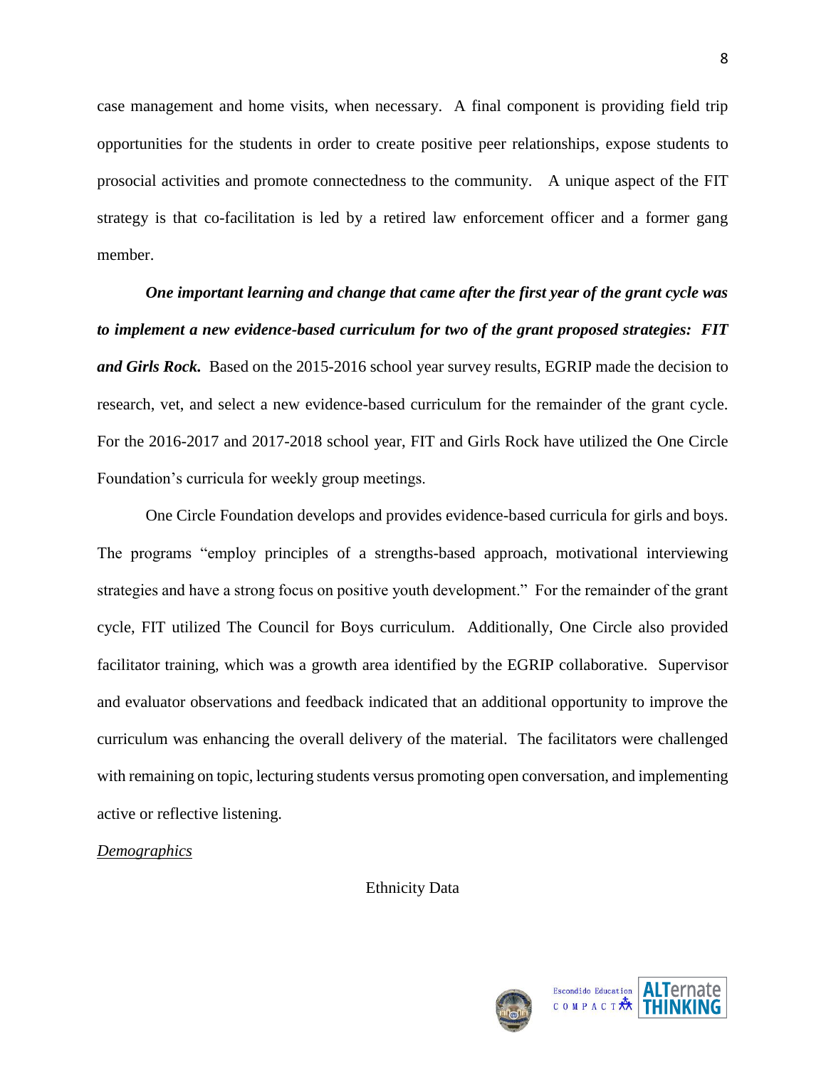case management and home visits, when necessary. A final component is providing field trip opportunities for the students in order to create positive peer relationships, expose students to prosocial activities and promote connectedness to the community. A unique aspect of the FIT strategy is that co-facilitation is led by a retired law enforcement officer and a former gang member.

***One important learning and change that came after the first year of the grant cycle was to implement a new evidence-based curriculum for two of the grant proposed strategies: FIT and Girls Rock.*** Based on the 2015-2016 school year survey results, EGRIP made the decision to research, vet, and select a new evidence-based curriculum for the remainder of the grant cycle. For the 2016-2017 and 2017-2018 school year, FIT and Girls Rock have utilized the One Circle Foundation's curricula for weekly group meetings.

One Circle Foundation develops and provides evidence-based curricula for girls and boys. The programs "employ principles of a strengths-based approach, motivational interviewing strategies and have a strong focus on positive youth development." For the remainder of the grant cycle, FIT utilized The Council for Boys curriculum. Additionally, One Circle also provided facilitator training, which was a growth area identified by the EGRIP collaborative. Supervisor and evaluator observations and feedback indicated that an additional opportunity to improve the curriculum was enhancing the overall delivery of the material. The facilitators were challenged with remaining on topic, lecturing students versus promoting open conversation, and implementing active or reflective listening.

<u>*Demographics*</u>

Ethnicity Data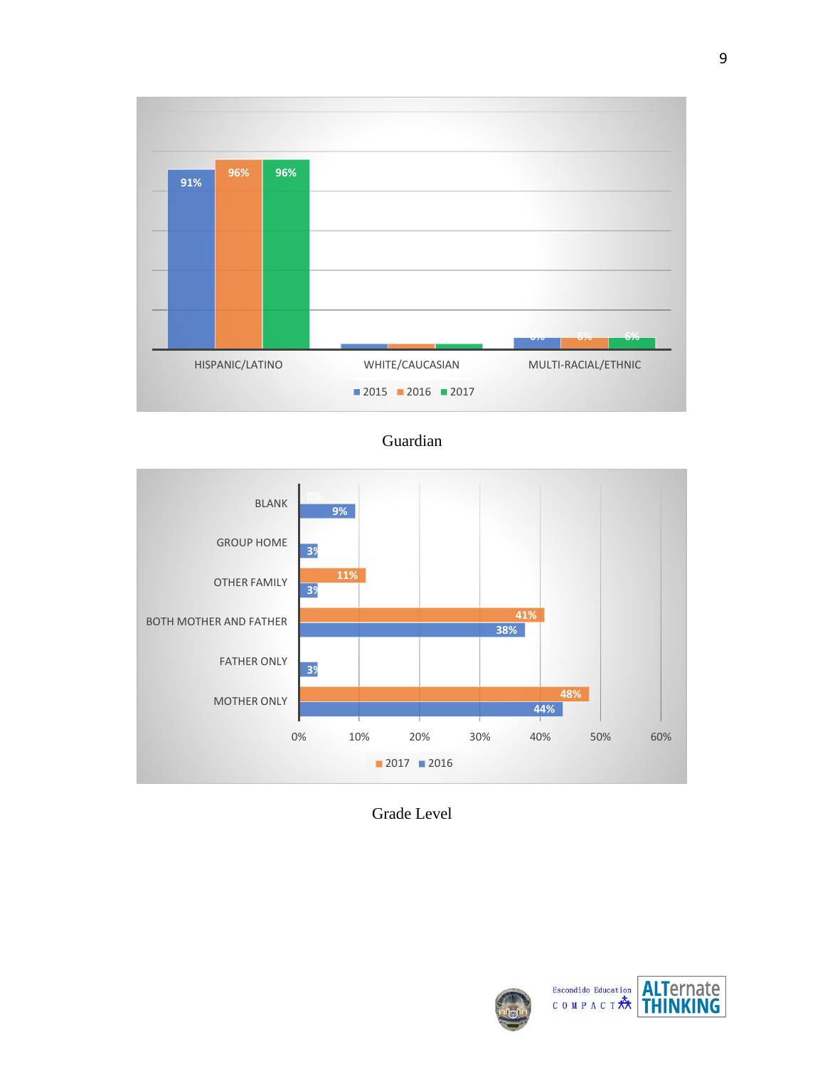| | 2015 | 2016 | 2017 |
|---|---|---|---|
| HISPANIC/LATINO | 91% | 96% | 96% |
| WHITE/CAUCASIAN | | | |
| MULTI-RACIAL/ETHNIC | 6% | 6% | 6% |

Guardian

| | 2017 | 2016 |
|---|---|---|
| BLANK | 0% | 9% |
| GROUP HOME | | 3% |
| OTHER FAMILY | 11% | 3% |
| BOTH MOTHER AND FATHER | 41% | 38% |
| FATHER ONLY | | 3% |
| MOTHER ONLY | 48% | 44% |

Grade Level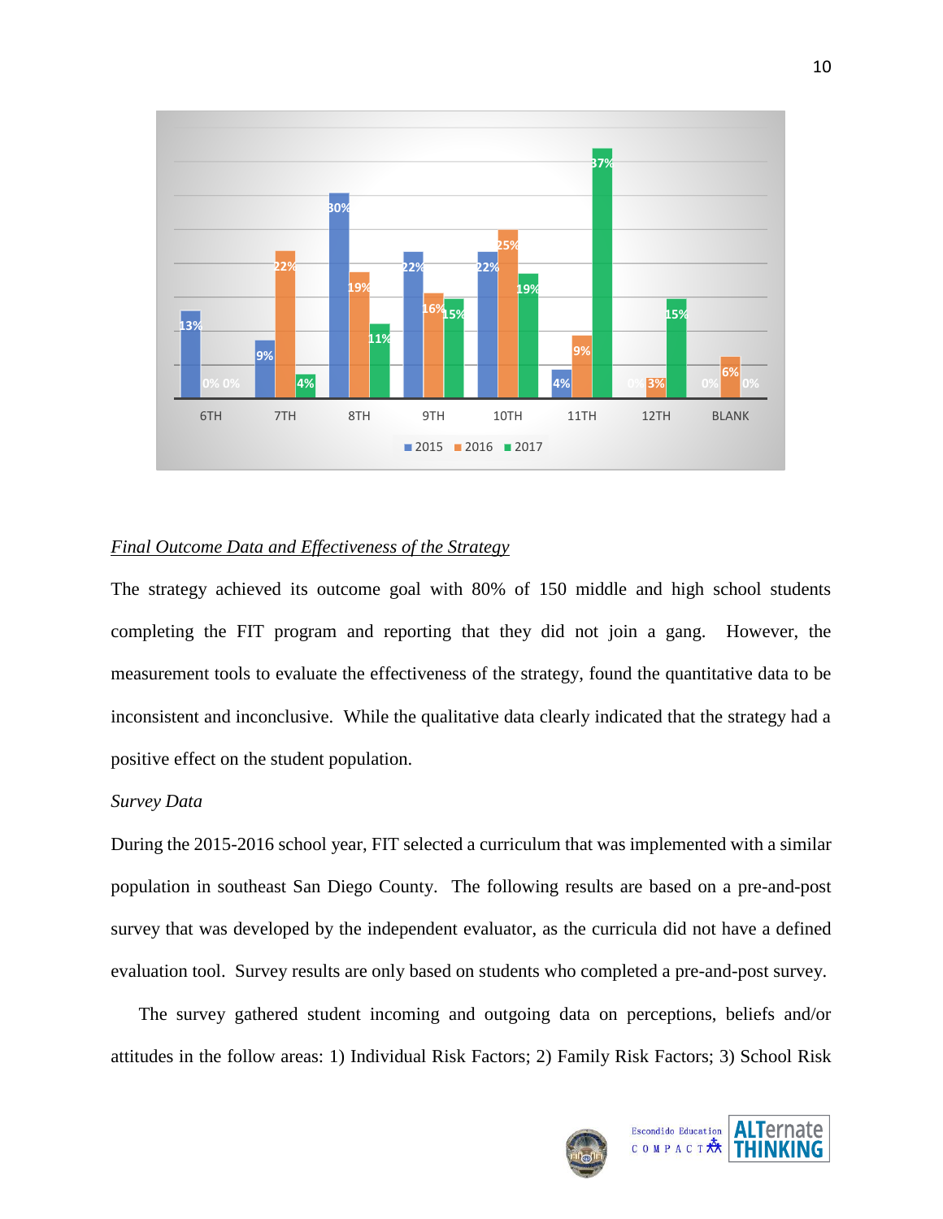| Grade | 2015 | 2016 | 2017 |
|---|---|---|---|
| 6TH | 13% | 0% | 0% |
| 7TH | 9% | 22% | 4% |
| 8TH | 30% | 19% | 11% |
| 9TH | 22% | 16% | 15% |
| 10TH | 22% | 25% | 19% |
| 11TH | 4% | 9% | 37% |
| 12TH | 0% | 3% | 15% |
| BLANK | 0% | 6% | 0% |

*Final Outcome Data and Effectiveness of the Strategy*

The strategy achieved its outcome goal with 80% of 150 middle and high school students completing the FIT program and reporting that they did not join a gang. However, the measurement tools to evaluate the effectiveness of the strategy, found the quantitative data to be inconsistent and inconclusive. While the qualitative data clearly indicated that the strategy had a positive effect on the student population.

*Survey Data*

During the 2015-2016 school year, FIT selected a curriculum that was implemented with a similar population in southeast San Diego County. The following results are based on a pre-and-post survey that was developed by the independent evaluator, as the curricula did not have a defined evaluation tool. Survey results are only based on students who completed a pre-and-post survey.

The survey gathered student incoming and outgoing data on perceptions, beliefs and/or attitudes in the follow areas: 1) Individual Risk Factors; 2) Family Risk Factors; 3) School Risk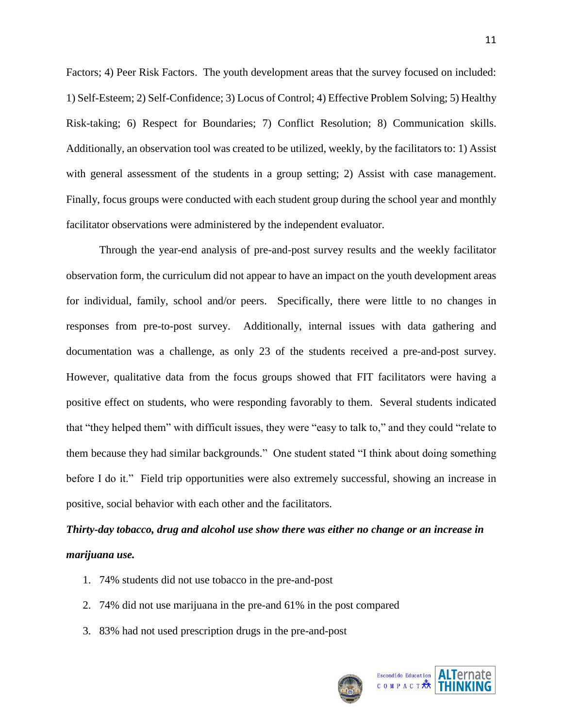Factors; 4) Peer Risk Factors. The youth development areas that the survey focused on included: 1) Self-Esteem; 2) Self-Confidence; 3) Locus of Control; 4) Effective Problem Solving; 5) Healthy Risk-taking; 6) Respect for Boundaries; 7) Conflict Resolution; 8) Communication skills. Additionally, an observation tool was created to be utilized, weekly, by the facilitators to: 1) Assist with general assessment of the students in a group setting; 2) Assist with case management. Finally, focus groups were conducted with each student group during the school year and monthly facilitator observations were administered by the independent evaluator.

Through the year-end analysis of pre-and-post survey results and the weekly facilitator observation form, the curriculum did not appear to have an impact on the youth development areas for individual, family, school and/or peers. Specifically, there were little to no changes in responses from pre-to-post survey. Additionally, internal issues with data gathering and documentation was a challenge, as only 23 of the students received a pre-and-post survey. However, qualitative data from the focus groups showed that FIT facilitators were having a positive effect on students, who were responding favorably to them. Several students indicated that "they helped them" with difficult issues, they were "easy to talk to," and they could "relate to them because they had similar backgrounds." One student stated "I think about doing something before I do it." Field trip opportunities were also extremely successful, showing an increase in positive, social behavior with each other and the facilitators.

***Thirty-day tobacco, drug and alcohol use show there was either no change or an increase in marijuana use.***

1. 74% students did not use tobacco in the pre-and-post
2. 74% did not use marijuana in the pre-and 61% in the post compared
3. 83% had not used prescription drugs in the pre-and-post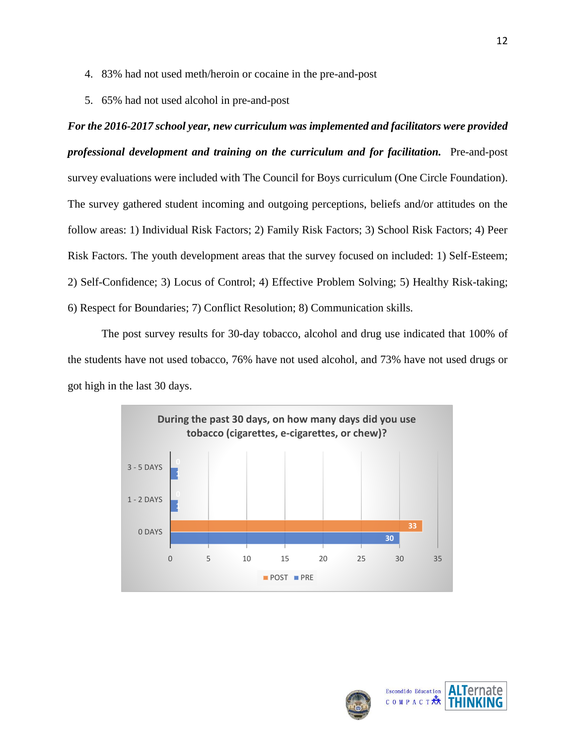4. 83% had not used meth/heroin or cocaine in the pre-and-post
5. 65% had not used alcohol in pre-and-post

***For the 2016-2017 school year, new curriculum was implemented and facilitators were provided professional development and training on the curriculum and for facilitation.*** Pre-and-post survey evaluations were included with The Council for Boys curriculum (One Circle Foundation). The survey gathered student incoming and outgoing perceptions, beliefs and/or attitudes on the follow areas: 1) Individual Risk Factors; 2) Family Risk Factors; 3) School Risk Factors; 4) Peer Risk Factors. The youth development areas that the survey focused on included: 1) Self-Esteem; 2) Self-Confidence; 3) Locus of Control; 4) Effective Problem Solving; 5) Healthy Risk-taking; 6) Respect for Boundaries; 7) Conflict Resolution; 8) Communication skills.

The post survey results for 30-day tobacco, alcohol and drug use indicated that 100% of the students have not used tobacco, 76% have not used alcohol, and 73% have not used drugs or got high in the last 30 days.

**During the past 30 days, on how many days did you use tobacco (cigarettes, e-cigarettes, or chew)?**

| | POST | PRE |
|---|---|---|
| 3 - 5 DAYS | 0 | 1 |
| 1 - 2 DAYS | 0 | 1 |
| 0 DAYS | 33 | 30 |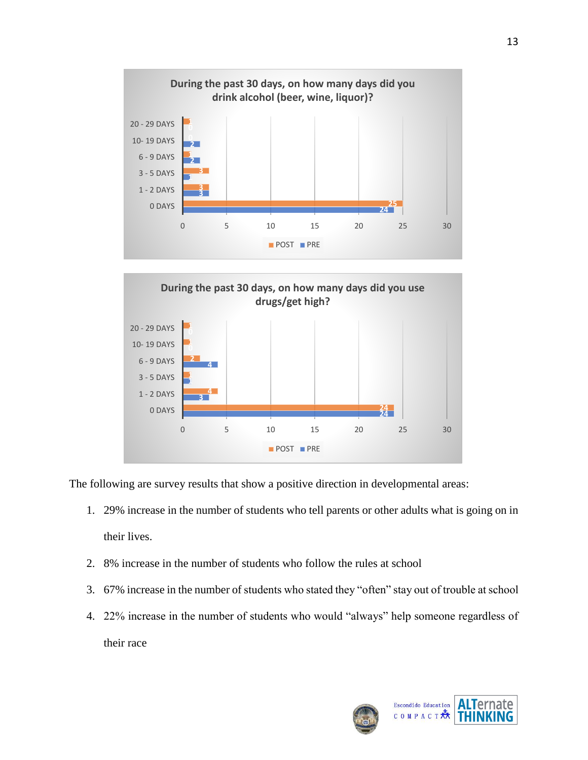**During the past 30 days, on how many days did you drink alcohol (beer, wine, liquor)?**

| | POST | PRE |
|---|---|---|
| 20 - 29 DAYS | 1 | 0 |
| 10- 19 DAYS | 0 | 2 |
| 6 - 9 DAYS | 1 | 2 |
| 3 - 5 DAYS | 3 | 1 |
| 1 - 2 DAYS | 3 | 3 |
| 0 DAYS | 25 | 24 |

**During the past 30 days, on how many days did you use drugs/get high?**

| | POST | PRE |
|---|---|---|
| 20 - 29 DAYS | 1 | 0 |
| 10- 19 DAYS | 1 | 0 |
| 6 - 9 DAYS | 2 | 4 |
| 3 - 5 DAYS | 1 | 1 |
| 1 - 2 DAYS | 4 | 3 |
| 0 DAYS | 24 | 24 |

The following are survey results that show a positive direction in developmental areas:

1. 29% increase in the number of students who tell parents or other adults what is going on in their lives.
2. 8% increase in the number of students who follow the rules at school
3. 67% increase in the number of students who stated they "often" stay out of trouble at school
4. 22% increase in the number of students who would "always" help someone regardless of their race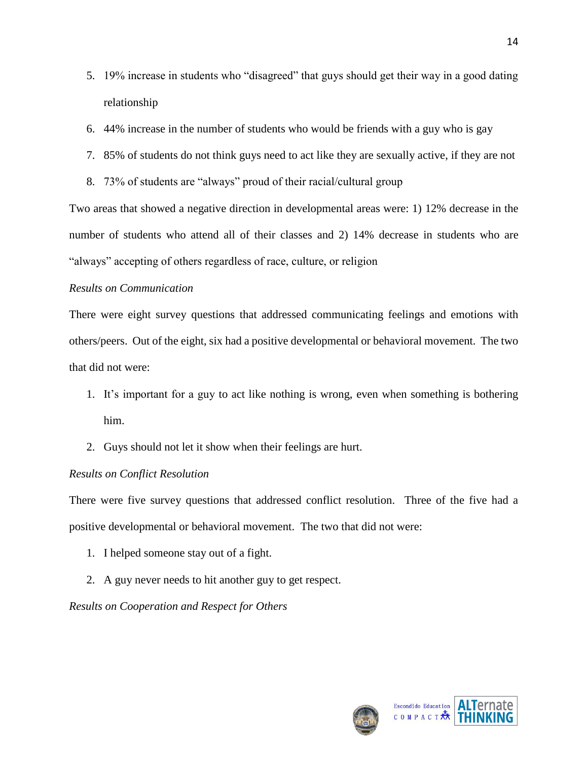5. 19% increase in students who "disagreed" that guys should get their way in a good dating relationship
6. 44% increase in the number of students who would be friends with a guy who is gay
7. 85% of students do not think guys need to act like they are sexually active, if they are not
8. 73% of students are "always" proud of their racial/cultural group

Two areas that showed a negative direction in developmental areas were: 1) 12% decrease in the number of students who attend all of their classes and 2) 14% decrease in students who are "always" accepting of others regardless of race, culture, or religion

*Results on Communication*

There were eight survey questions that addressed communicating feelings and emotions with others/peers. Out of the eight, six had a positive developmental or behavioral movement. The two that did not were:

1. It's important for a guy to act like nothing is wrong, even when something is bothering him.
2. Guys should not let it show when their feelings are hurt.

*Results on Conflict Resolution*

There were five survey questions that addressed conflict resolution. Three of the five had a positive developmental or behavioral movement. The two that did not were:

1. I helped someone stay out of a fight.
2. A guy never needs to hit another guy to get respect.

*Results on Cooperation and Respect for Others*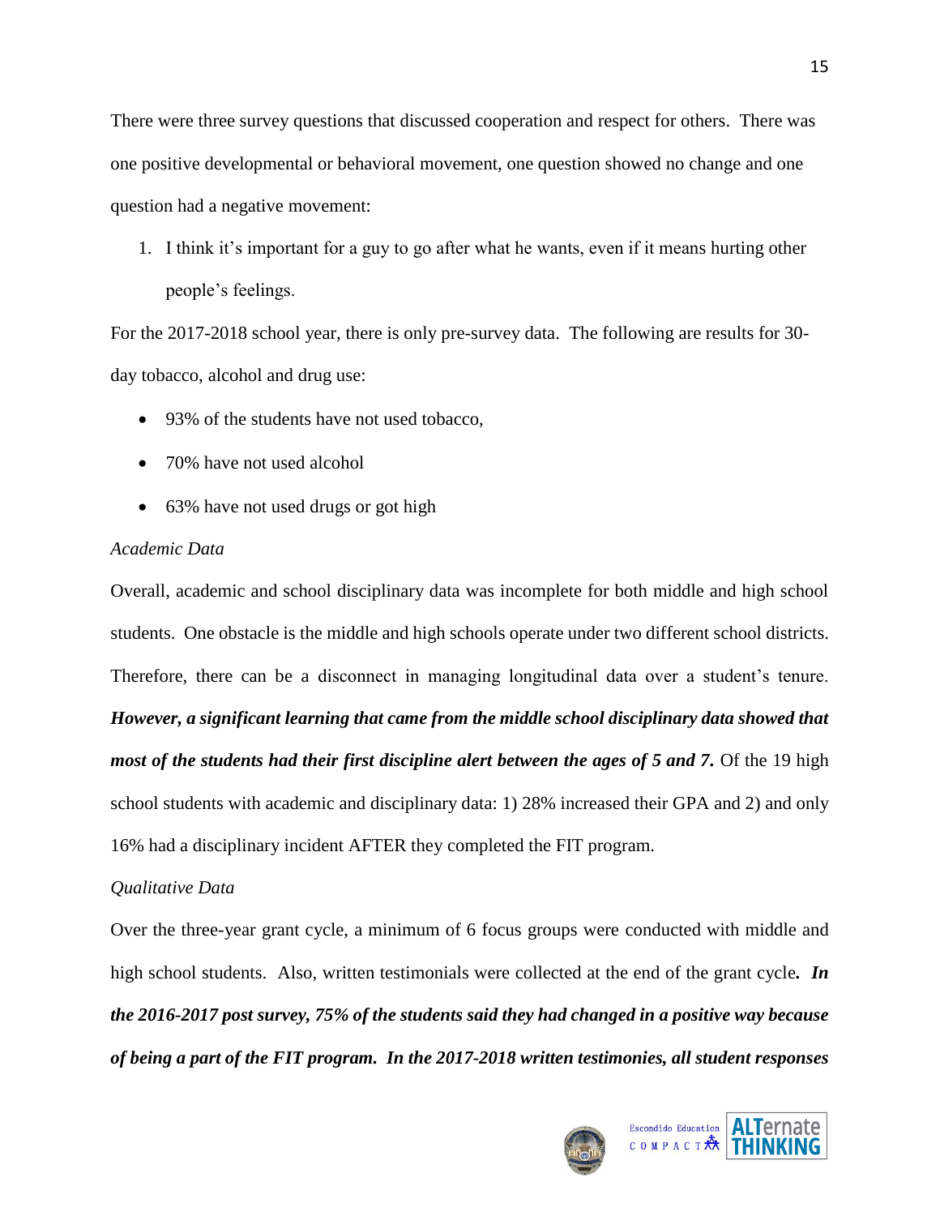There were three survey questions that discussed cooperation and respect for others. There was one positive developmental or behavioral movement, one question showed no change and one question had a negative movement:

1. I think it's important for a guy to go after what he wants, even if it means hurting other people's feelings.

For the 2017-2018 school year, there is only pre-survey data. The following are results for 30-day tobacco, alcohol and drug use:

- 93% of the students have not used tobacco,
- 70% have not used alcohol
- 63% have not used drugs or got high

*Academic Data*

Overall, academic and school disciplinary data was incomplete for both middle and high school students. One obstacle is the middle and high schools operate under two different school districts. Therefore, there can be a disconnect in managing longitudinal data over a student's tenure. ***However, a significant learning that came from the middle school disciplinary data showed that most of the students had their first discipline alert between the ages of 5 and 7.*** Of the 19 high school students with academic and disciplinary data: 1) 28% increased their GPA and 2) and only 16% had a disciplinary incident AFTER they completed the FIT program.

*Qualitative Data*

Over the three-year grant cycle, a minimum of 6 focus groups were conducted with middle and high school students. Also, written testimonials were collected at the end of the grant cycle***. In the 2016-2017 post survey, 75% of the students said they had changed in a positive way because of being a part of the FIT program. In the 2017-2018 written testimonies, all student responses***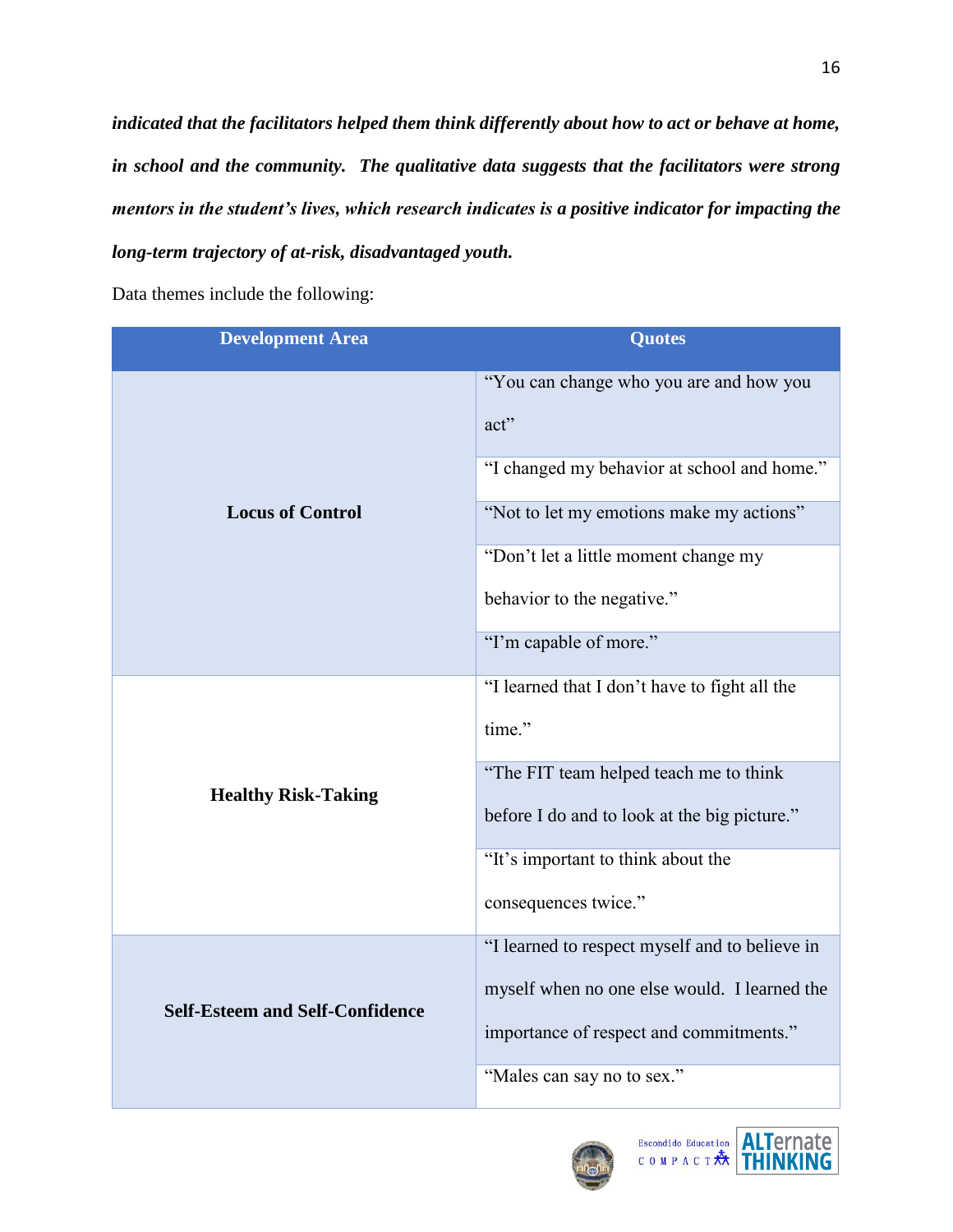***indicated that the facilitators helped them think differently about how to act or behave at home, in school and the community. The qualitative data suggests that the facilitators were strong mentors in the student's lives, which research indicates is a positive indicator for impacting the long-term trajectory of at-risk, disadvantaged youth.***

Data themes include the following:

| Development Area | Quotes |
|---|---|
| **Locus of Control** | "You can change who you are and how you act" |
| | "I changed my behavior at school and home." |
| | "Not to let my emotions make my actions" |
| | "Don't let a little moment change my behavior to the negative." |
| | "I'm capable of more." |
| **Healthy Risk-Taking** | "I learned that I don't have to fight all the time." |
| | "The FIT team helped teach me to think before I do and to look at the big picture." |
| | "It's important to think about the consequences twice." |
| **Self-Esteem and Self-Confidence** | "I learned to respect myself and to believe in myself when no one else would. I learned the importance of respect and commitments." |
| | "Males can say no to sex." |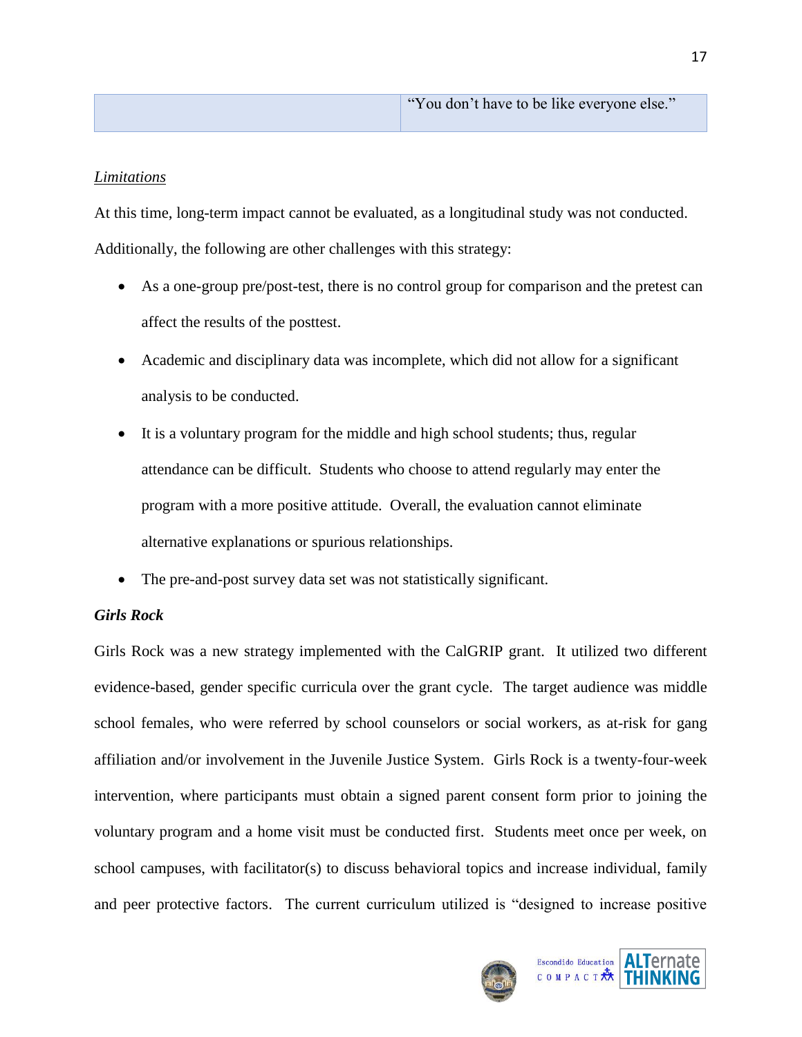| | “You don’t have to be like everyone else.” |
|---|---|

*Limitations*

At this time, long-term impact cannot be evaluated, as a longitudinal study was not conducted. Additionally, the following are other challenges with this strategy:

- As a one-group pre/post-test, there is no control group for comparison and the pretest can affect the results of the posttest.
- Academic and disciplinary data was incomplete, which did not allow for a significant analysis to be conducted.
- It is a voluntary program for the middle and high school students; thus, regular attendance can be difficult. Students who choose to attend regularly may enter the program with a more positive attitude. Overall, the evaluation cannot eliminate alternative explanations or spurious relationships.
- The pre-and-post survey data set was not statistically significant.

***Girls Rock***

Girls Rock was a new strategy implemented with the CalGRIP grant. It utilized two different evidence-based, gender specific curricula over the grant cycle. The target audience was middle school females, who were referred by school counselors or social workers, as at-risk for gang affiliation and/or involvement in the Juvenile Justice System. Girls Rock is a twenty-four-week intervention, where participants must obtain a signed parent consent form prior to joining the voluntary program and a home visit must be conducted first. Students meet once per week, on school campuses, with facilitator(s) to discuss behavioral topics and increase individual, family and peer protective factors. The current curriculum utilized is “designed to increase positive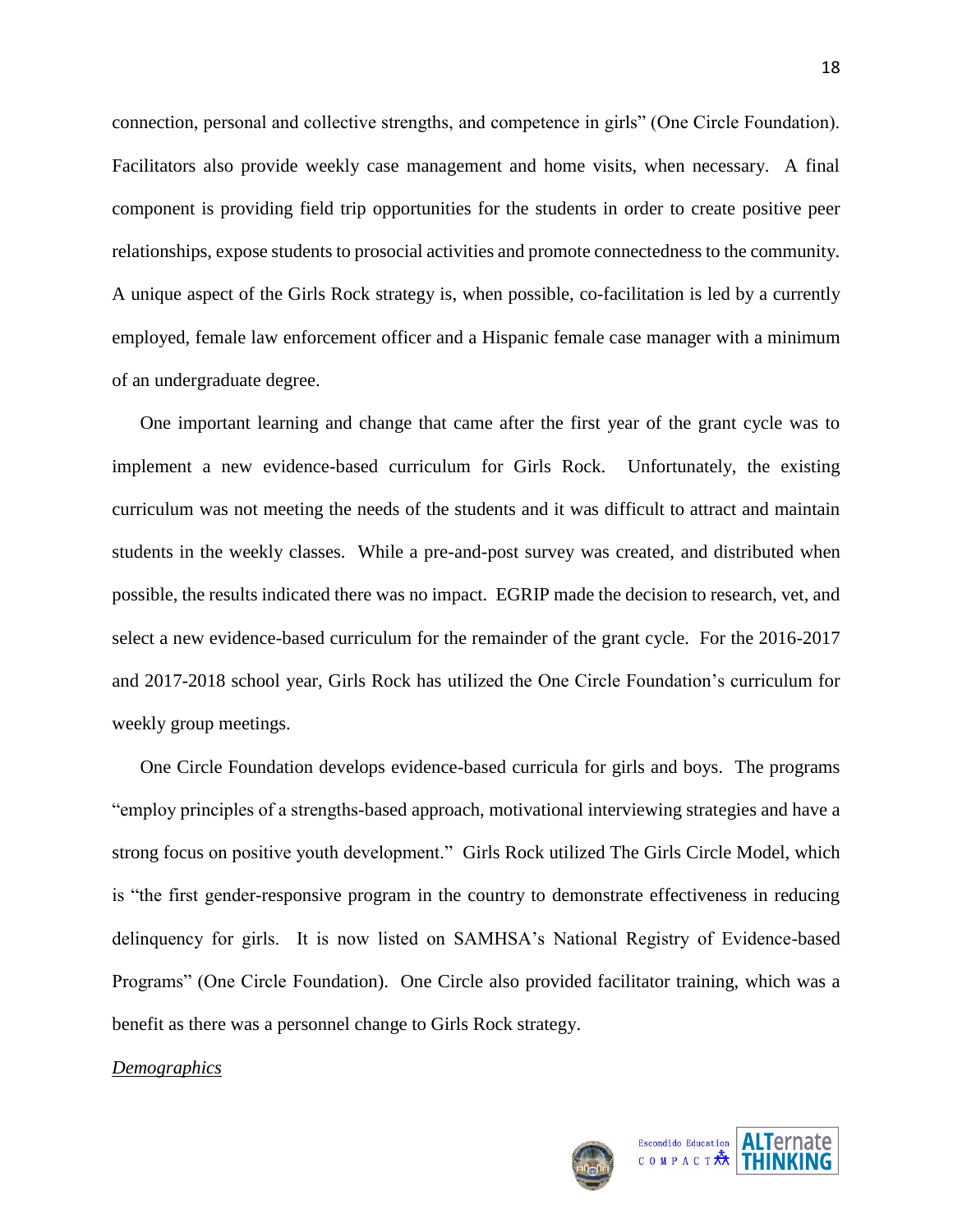connection, personal and collective strengths, and competence in girls" (One Circle Foundation). Facilitators also provide weekly case management and home visits, when necessary. A final component is providing field trip opportunities for the students in order to create positive peer relationships, expose students to prosocial activities and promote connectedness to the community. A unique aspect of the Girls Rock strategy is, when possible, co-facilitation is led by a currently employed, female law enforcement officer and a Hispanic female case manager with a minimum of an undergraduate degree.

One important learning and change that came after the first year of the grant cycle was to implement a new evidence-based curriculum for Girls Rock. Unfortunately, the existing curriculum was not meeting the needs of the students and it was difficult to attract and maintain students in the weekly classes. While a pre-and-post survey was created, and distributed when possible, the results indicated there was no impact. EGRIP made the decision to research, vet, and select a new evidence-based curriculum for the remainder of the grant cycle. For the 2016-2017 and 2017-2018 school year, Girls Rock has utilized the One Circle Foundation's curriculum for weekly group meetings.

One Circle Foundation develops evidence-based curricula for girls and boys. The programs "employ principles of a strengths-based approach, motivational interviewing strategies and have a strong focus on positive youth development." Girls Rock utilized The Girls Circle Model, which is "the first gender-responsive program in the country to demonstrate effectiveness in reducing delinquency for girls. It is now listed on SAMHSA's National Registry of Evidence-based Programs" (One Circle Foundation). One Circle also provided facilitator training, which was a benefit as there was a personnel change to Girls Rock strategy.

*Demographics*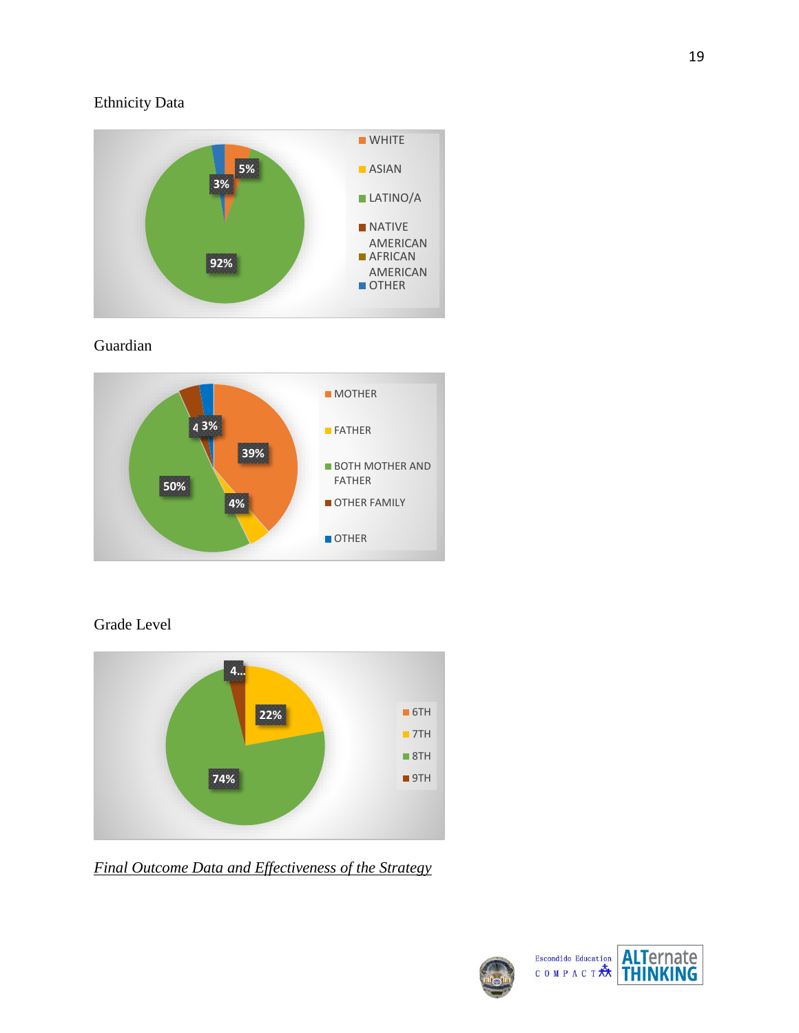Ethnicity Data

WHITE
ASIAN
LATINO/A
NATIVE AMERICAN
AFRICAN AMERICAN
OTHER

5%
3%
92%

Guardian

MOTHER
FATHER
BOTH MOTHER AND FATHER
OTHER FAMILY
OTHER

4
3%
39%
50%
4%

Grade Level

6TH
7TH
8TH
9TH

4...
22%
74%

*Final Outcome Data and Effectiveness of the Strategy*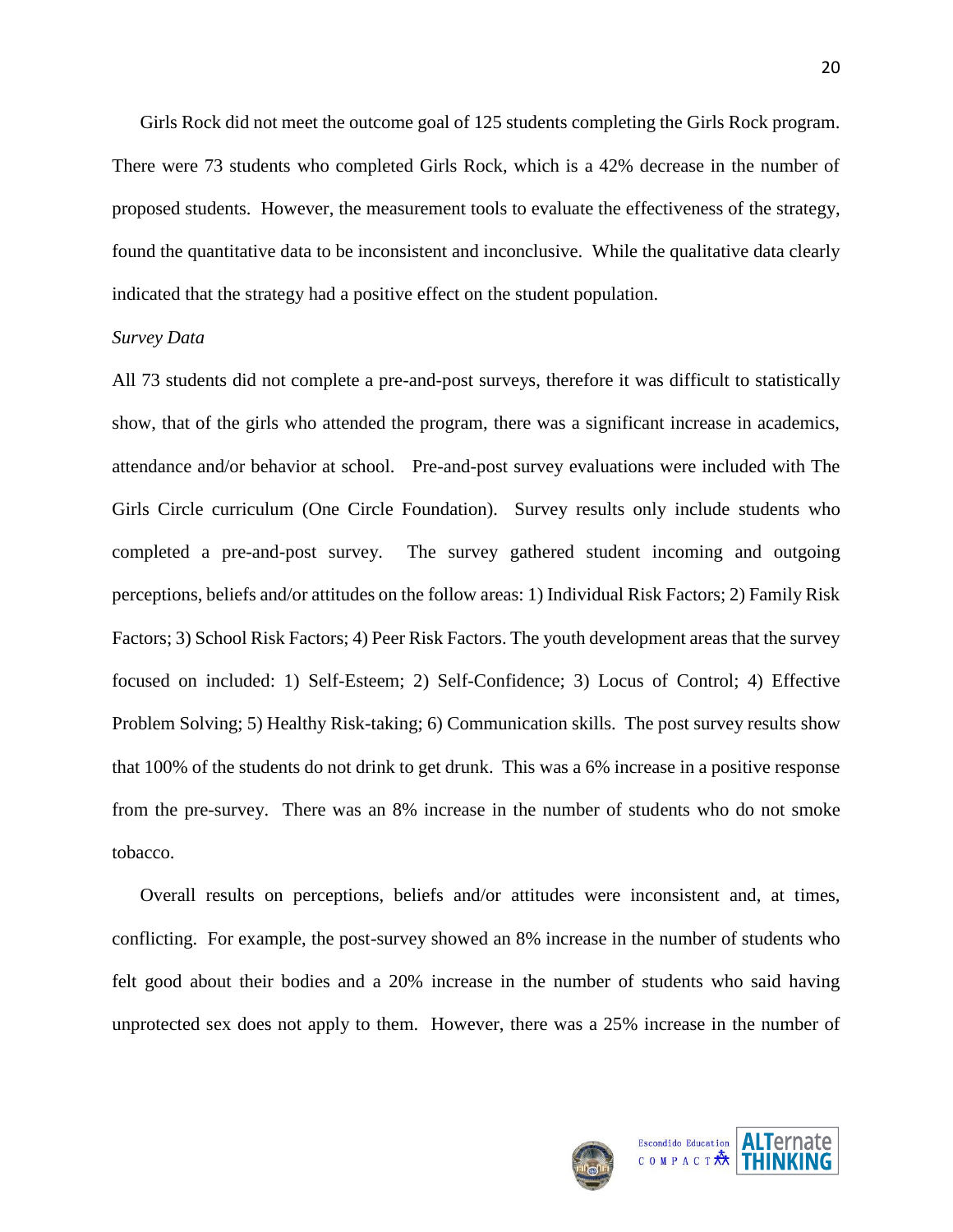Girls Rock did not meet the outcome goal of 125 students completing the Girls Rock program. There were 73 students who completed Girls Rock, which is a 42% decrease in the number of proposed students. However, the measurement tools to evaluate the effectiveness of the strategy, found the quantitative data to be inconsistent and inconclusive. While the qualitative data clearly indicated that the strategy had a positive effect on the student population.

*Survey Data*

All 73 students did not complete a pre-and-post surveys, therefore it was difficult to statistically show, that of the girls who attended the program, there was a significant increase in academics, attendance and/or behavior at school. Pre-and-post survey evaluations were included with The Girls Circle curriculum (One Circle Foundation). Survey results only include students who completed a pre-and-post survey. The survey gathered student incoming and outgoing perceptions, beliefs and/or attitudes on the follow areas: 1) Individual Risk Factors; 2) Family Risk Factors; 3) School Risk Factors; 4) Peer Risk Factors. The youth development areas that the survey focused on included: 1) Self-Esteem; 2) Self-Confidence; 3) Locus of Control; 4) Effective Problem Solving; 5) Healthy Risk-taking; 6) Communication skills. The post survey results show that 100% of the students do not drink to get drunk. This was a 6% increase in a positive response from the pre-survey. There was an 8% increase in the number of students who do not smoke tobacco.

Overall results on perceptions, beliefs and/or attitudes were inconsistent and, at times, conflicting. For example, the post-survey showed an 8% increase in the number of students who felt good about their bodies and a 20% increase in the number of students who said having unprotected sex does not apply to them. However, there was a 25% increase in the number of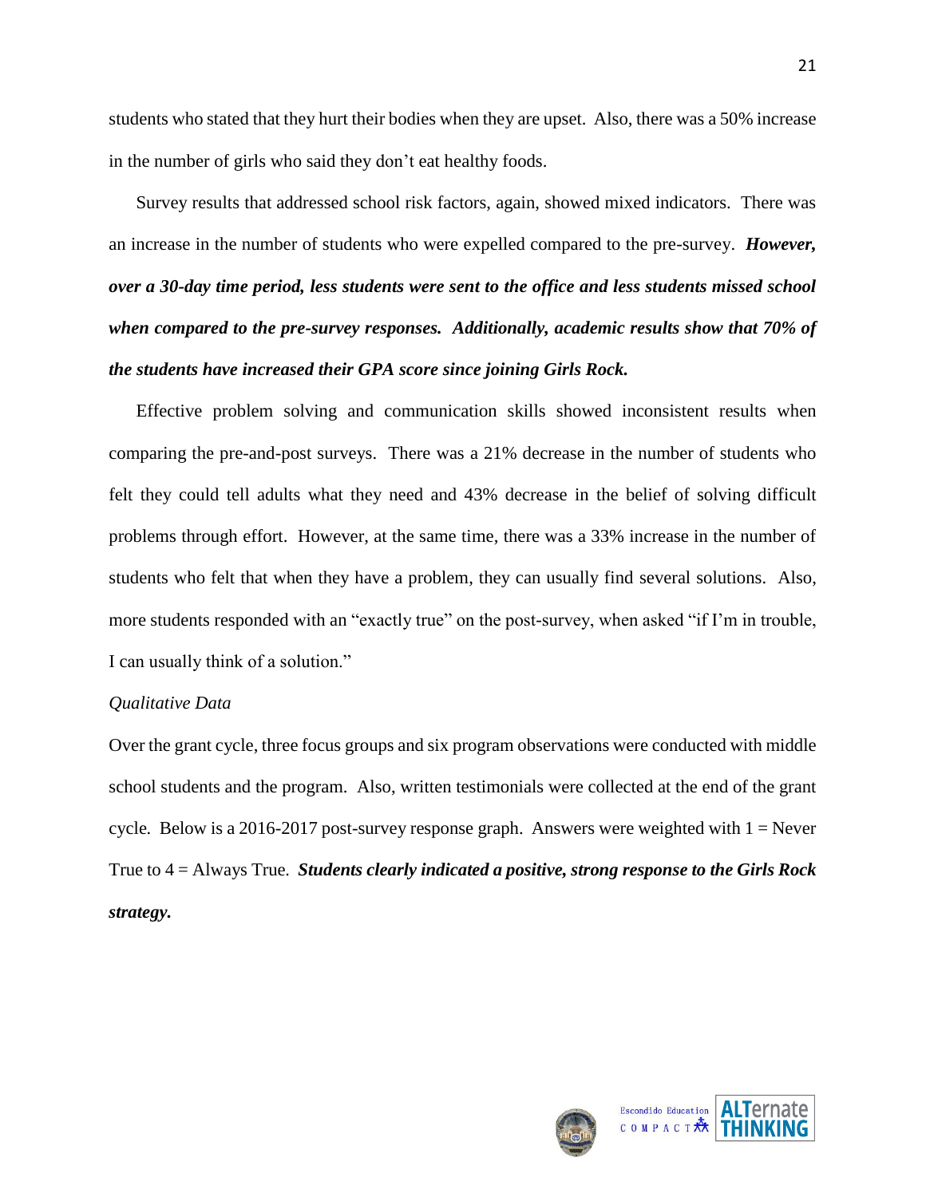students who stated that they hurt their bodies when they are upset. Also, there was a 50% increase in the number of girls who said they don't eat healthy foods.

Survey results that addressed school risk factors, again, showed mixed indicators. There was an increase in the number of students who were expelled compared to the pre-survey. ***However, over a 30-day time period, less students were sent to the office and less students missed school when compared to the pre-survey responses. Additionally, academic results show that 70% of the students have increased their GPA score since joining Girls Rock.***

Effective problem solving and communication skills showed inconsistent results when comparing the pre-and-post surveys. There was a 21% decrease in the number of students who felt they could tell adults what they need and 43% decrease in the belief of solving difficult problems through effort. However, at the same time, there was a 33% increase in the number of students who felt that when they have a problem, they can usually find several solutions. Also, more students responded with an "exactly true" on the post-survey, when asked "if I'm in trouble, I can usually think of a solution."

*Qualitative Data*

Over the grant cycle, three focus groups and six program observations were conducted with middle school students and the program. Also, written testimonials were collected at the end of the grant cycle. Below is a 2016-2017 post-survey response graph. Answers were weighted with 1 = Never True to 4 = Always True. ***Students clearly indicated a positive, strong response to the Girls Rock strategy.***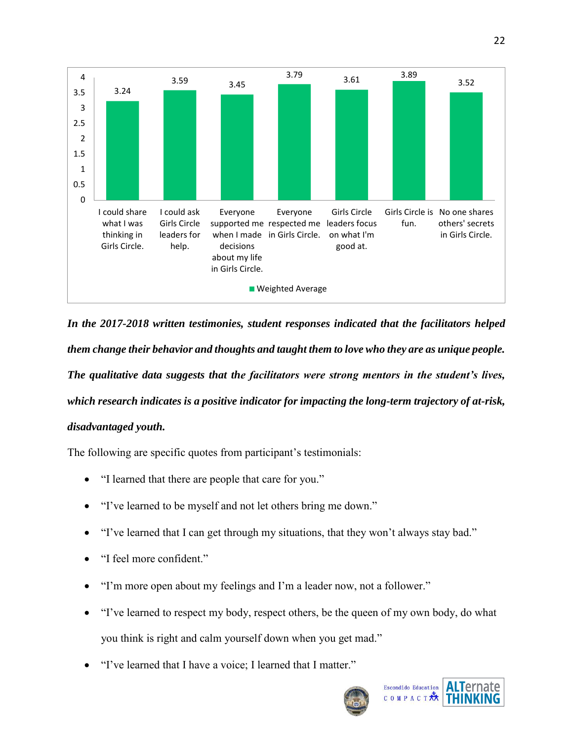| | Weighted Average |
|---|---|
| I could share what I was thinking in Girls Circle. | 3.24 |
| I could ask Girls Circle leaders for help. | 3.59 |
| Everyone supported me when I made decisions about my life in Girls Circle. | 3.45 |
| Everyone respected me in Girls Circle. | 3.79 |
| Girls Circle leaders focus on what I'm good at. | 3.61 |
| Girls Circle is fun. | 3.89 |
| No one shares others' secrets in Girls Circle. | 3.52 |

***In the 2017-2018 written testimonies, student responses indicated that the facilitators helped them change their behavior and thoughts and taught them to love who they are as unique people. The qualitative data suggests that the facilitators were strong mentors in the student's lives, which research indicates is a positive indicator for impacting the long-term trajectory of at-risk, disadvantaged youth.***

The following are specific quotes from participant's testimonials:

- "I learned that there are people that care for you."
- "I've learned to be myself and not let others bring me down."
- "I've learned that I can get through my situations, that they won't always stay bad."
- "I feel more confident."
- "I'm more open about my feelings and I'm a leader now, not a follower."
- "I've learned to respect my body, respect others, be the queen of my own body, do what you think is right and calm yourself down when you get mad."
- "I've learned that I have a voice; I learned that I matter."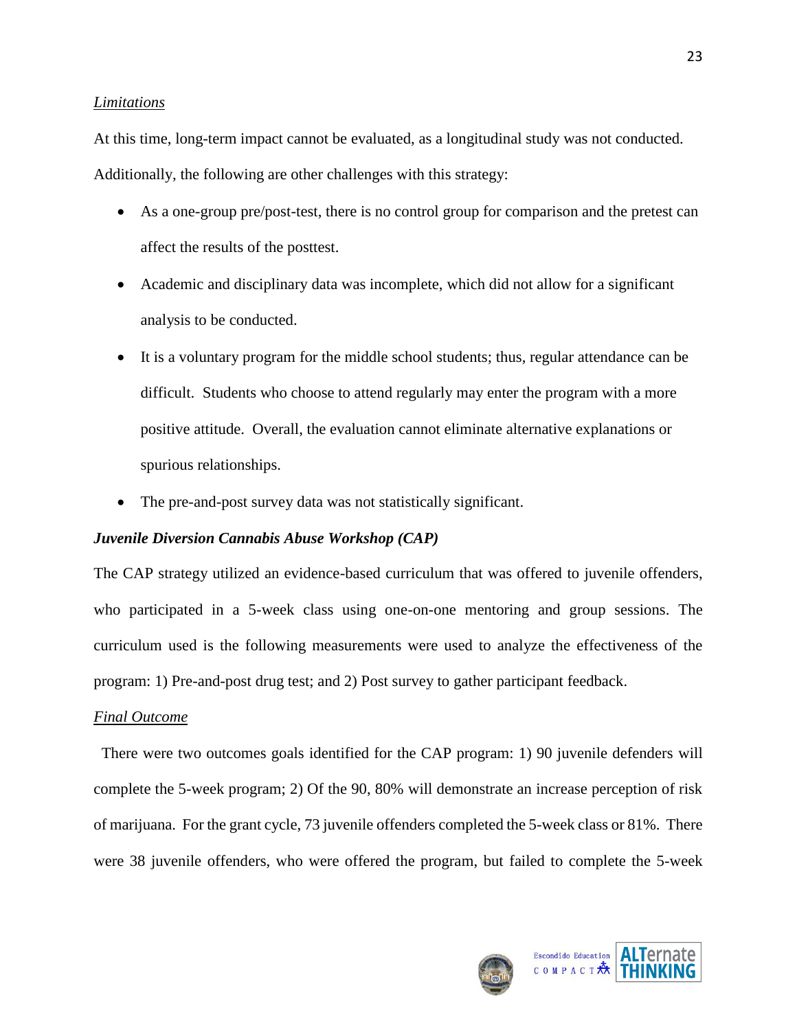*Limitations*

At this time, long-term impact cannot be evaluated, as a longitudinal study was not conducted. Additionally, the following are other challenges with this strategy:

- As a one-group pre/post-test, there is no control group for comparison and the pretest can affect the results of the posttest.
- Academic and disciplinary data was incomplete, which did not allow for a significant analysis to be conducted.
- It is a voluntary program for the middle school students; thus, regular attendance can be difficult. Students who choose to attend regularly may enter the program with a more positive attitude. Overall, the evaluation cannot eliminate alternative explanations or spurious relationships.
- The pre-and-post survey data was not statistically significant.

***Juvenile Diversion Cannabis Abuse Workshop (CAP)***

The CAP strategy utilized an evidence-based curriculum that was offered to juvenile offenders, who participated in a 5-week class using one-on-one mentoring and group sessions. The curriculum used is the following measurements were used to analyze the effectiveness of the program: 1) Pre-and-post drug test; and 2) Post survey to gather participant feedback.

*Final Outcome*

There were two outcomes goals identified for the CAP program: 1) 90 juvenile defenders will complete the 5-week program; 2) Of the 90, 80% will demonstrate an increase perception of risk of marijuana. For the grant cycle, 73 juvenile offenders completed the 5-week class or 81%. There were 38 juvenile offenders, who were offered the program, but failed to complete the 5-week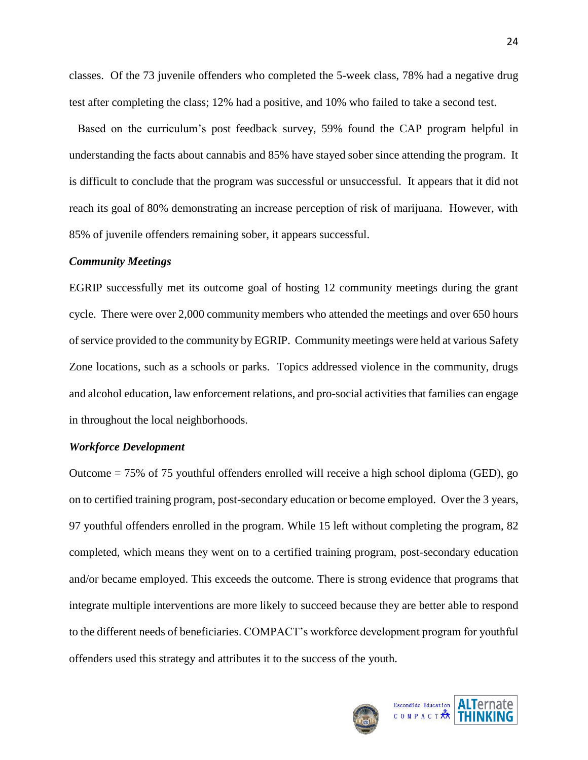classes. Of the 73 juvenile offenders who completed the 5-week class, 78% had a negative drug test after completing the class; 12% had a positive, and 10% who failed to take a second test.

Based on the curriculum's post feedback survey, 59% found the CAP program helpful in understanding the facts about cannabis and 85% have stayed sober since attending the program. It is difficult to conclude that the program was successful or unsuccessful. It appears that it did not reach its goal of 80% demonstrating an increase perception of risk of marijuana. However, with 85% of juvenile offenders remaining sober, it appears successful.

***Community Meetings***

EGRIP successfully met its outcome goal of hosting 12 community meetings during the grant cycle. There were over 2,000 community members who attended the meetings and over 650 hours of service provided to the community by EGRIP. Community meetings were held at various Safety Zone locations, such as a schools or parks. Topics addressed violence in the community, drugs and alcohol education, law enforcement relations, and pro-social activities that families can engage in throughout the local neighborhoods.

***Workforce Development***

Outcome = 75% of 75 youthful offenders enrolled will receive a high school diploma (GED), go on to certified training program, post-secondary education or become employed. Over the 3 years, 97 youthful offenders enrolled in the program. While 15 left without completing the program, 82 completed, which means they went on to a certified training program, post-secondary education and/or became employed. This exceeds the outcome. There is strong evidence that programs that integrate multiple interventions are more likely to succeed because they are better able to respond to the different needs of beneficiaries. COMPACT's workforce development program for youthful offenders used this strategy and attributes it to the success of the youth.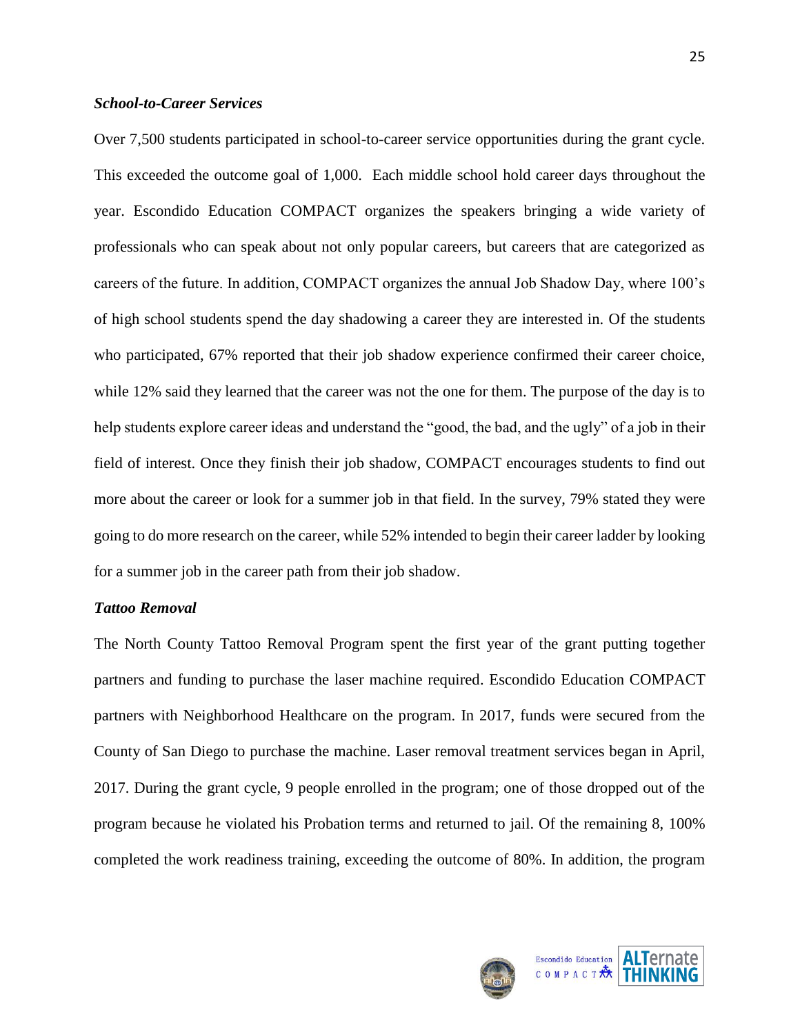***School-to-Career Services***

Over 7,500 students participated in school-to-career service opportunities during the grant cycle. This exceeded the outcome goal of 1,000. Each middle school hold career days throughout the year. Escondido Education COMPACT organizes the speakers bringing a wide variety of professionals who can speak about not only popular careers, but careers that are categorized as careers of the future. In addition, COMPACT organizes the annual Job Shadow Day, where 100's of high school students spend the day shadowing a career they are interested in. Of the students who participated, 67% reported that their job shadow experience confirmed their career choice, while 12% said they learned that the career was not the one for them. The purpose of the day is to help students explore career ideas and understand the "good, the bad, and the ugly" of a job in their field of interest. Once they finish their job shadow, COMPACT encourages students to find out more about the career or look for a summer job in that field. In the survey, 79% stated they were going to do more research on the career, while 52% intended to begin their career ladder by looking for a summer job in the career path from their job shadow.

***Tattoo Removal***

The North County Tattoo Removal Program spent the first year of the grant putting together partners and funding to purchase the laser machine required. Escondido Education COMPACT partners with Neighborhood Healthcare on the program. In 2017, funds were secured from the County of San Diego to purchase the machine. Laser removal treatment services began in April, 2017. During the grant cycle, 9 people enrolled in the program; one of those dropped out of the program because he violated his Probation terms and returned to jail. Of the remaining 8, 100% completed the work readiness training, exceeding the outcome of 80%. In addition, the program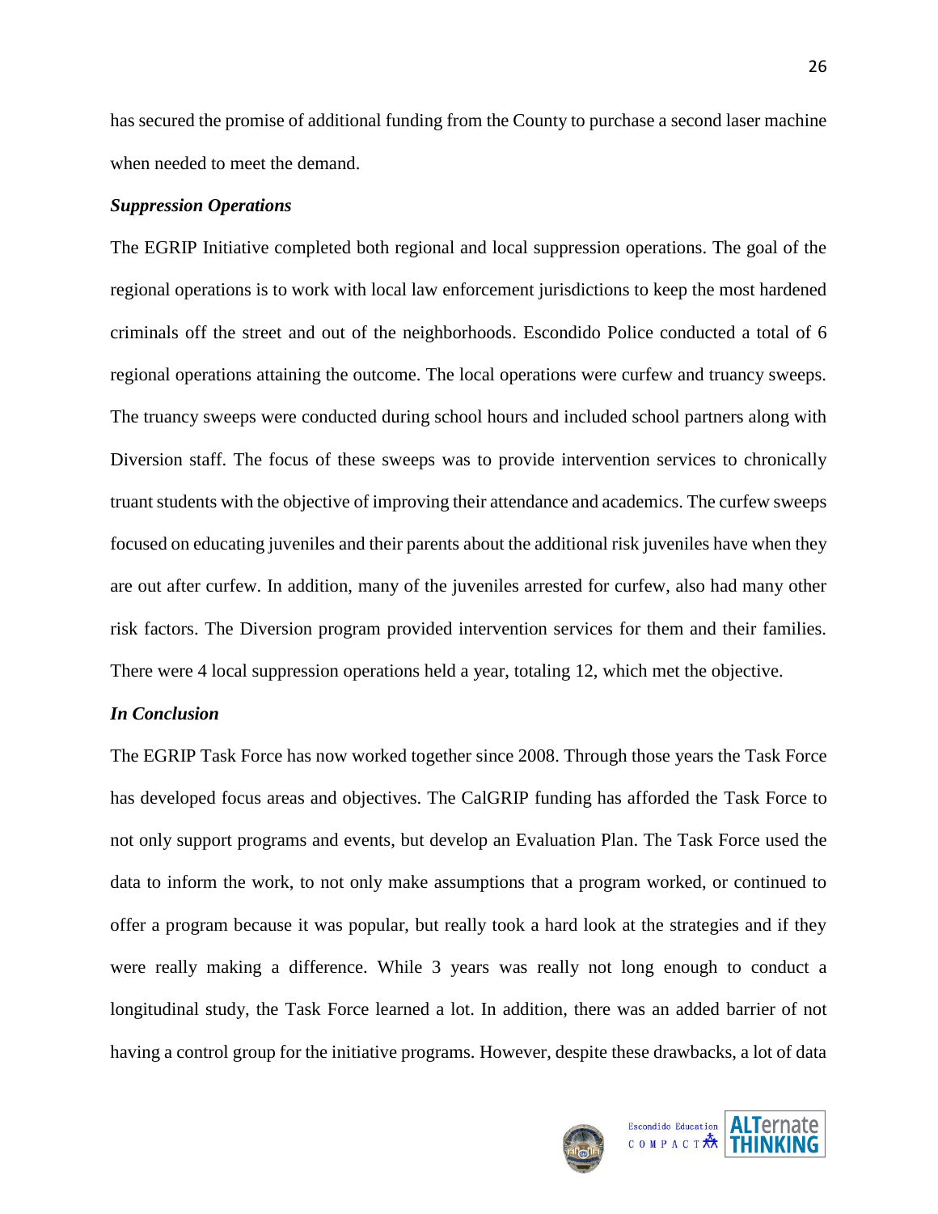has secured the promise of additional funding from the County to purchase a second laser machine when needed to meet the demand.

***Suppression Operations***

The EGRIP Initiative completed both regional and local suppression operations. The goal of the regional operations is to work with local law enforcement jurisdictions to keep the most hardened criminals off the street and out of the neighborhoods. Escondido Police conducted a total of 6 regional operations attaining the outcome. The local operations were curfew and truancy sweeps. The truancy sweeps were conducted during school hours and included school partners along with Diversion staff. The focus of these sweeps was to provide intervention services to chronically truant students with the objective of improving their attendance and academics. The curfew sweeps focused on educating juveniles and their parents about the additional risk juveniles have when they are out after curfew. In addition, many of the juveniles arrested for curfew, also had many other risk factors. The Diversion program provided intervention services for them and their families. There were 4 local suppression operations held a year, totaling 12, which met the objective.

***In Conclusion***

The EGRIP Task Force has now worked together since 2008. Through those years the Task Force has developed focus areas and objectives. The CalGRIP funding has afforded the Task Force to not only support programs and events, but develop an Evaluation Plan. The Task Force used the data to inform the work, to not only make assumptions that a program worked, or continued to offer a program because it was popular, but really took a hard look at the strategies and if they were really making a difference. While 3 years was really not long enough to conduct a longitudinal study, the Task Force learned a lot. In addition, there was an added barrier of not having a control group for the initiative programs. However, despite these drawbacks, a lot of data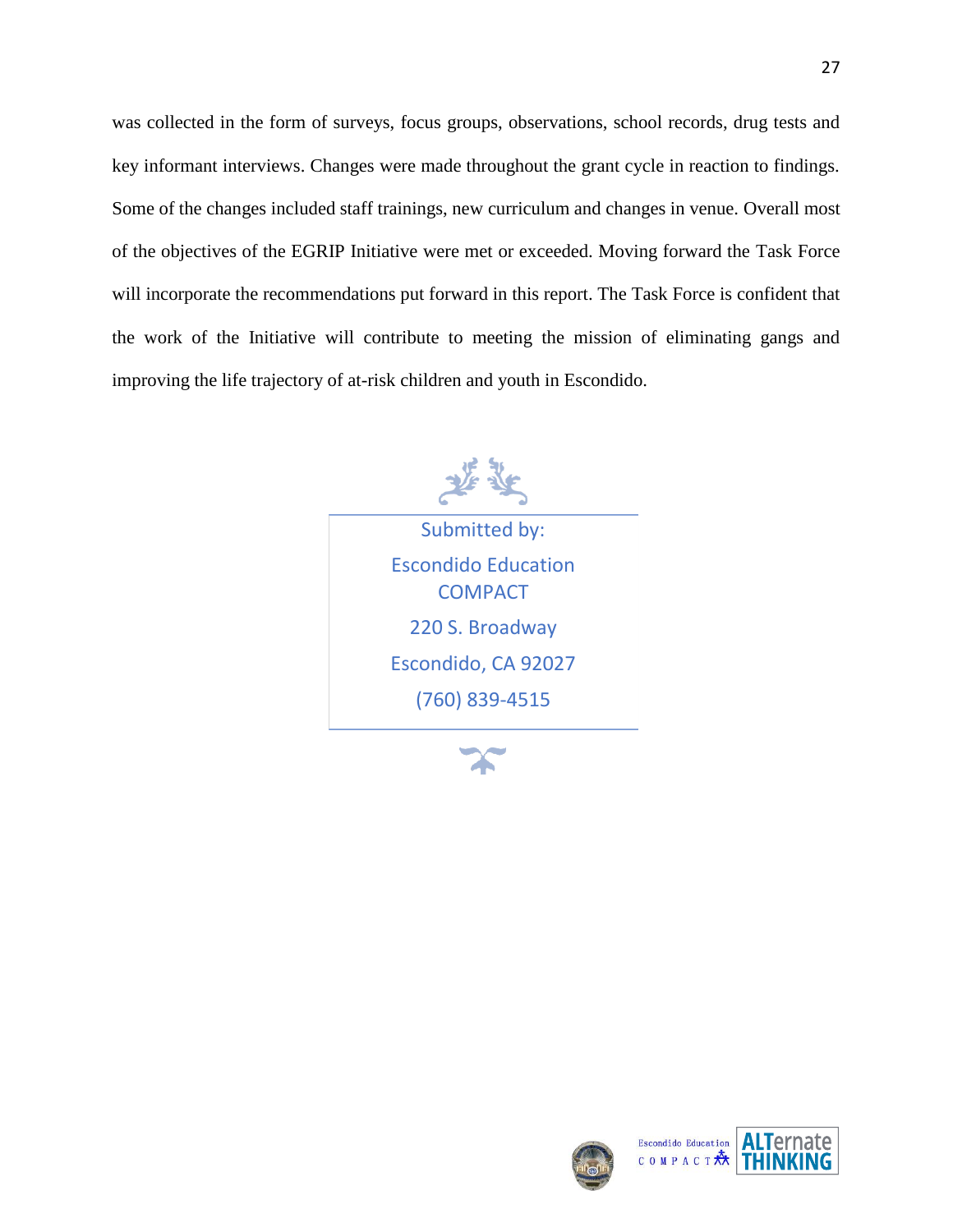was collected in the form of surveys, focus groups, observations, school records, drug tests and key informant interviews. Changes were made throughout the grant cycle in reaction to findings. Some of the changes included staff trainings, new curriculum and changes in venue. Overall most of the objectives of the EGRIP Initiative were met or exceeded. Moving forward the Task Force will incorporate the recommendations put forward in this report. The Task Force is confident that the work of the Initiative will contribute to meeting the mission of eliminating gangs and improving the life trajectory of at-risk children and youth in Escondido.

Submitted by:

Escondido Education COMPACT

220 S. Broadway

Escondido, CA 92027

(760) 839-4515